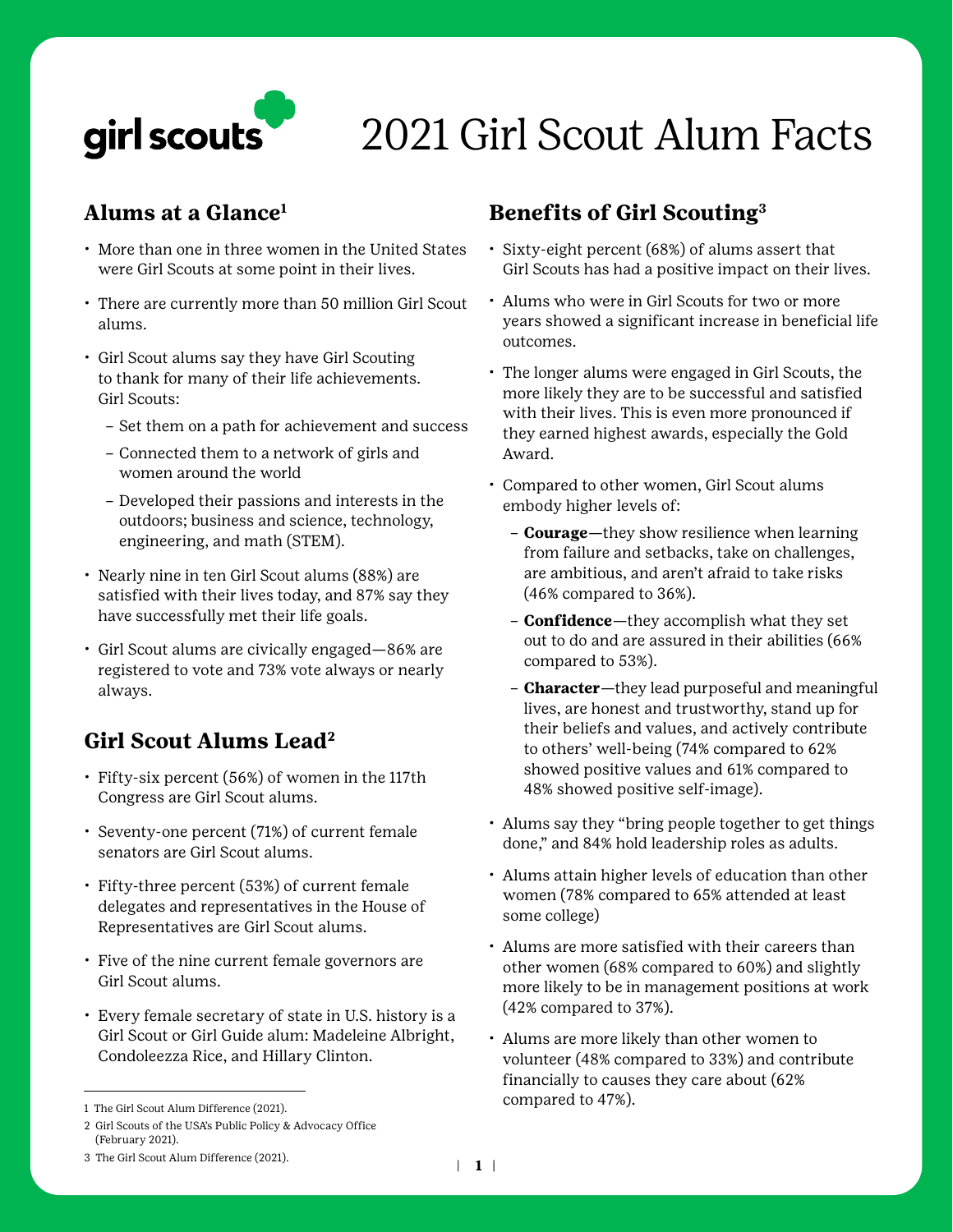girl scouts

# 2021 Girl Scout Alum Facts

## Alums at a Glance[1]

- More than one in three women in the United States were Girl Scouts at some point in their lives.
- There are currently more than 50 million Girl Scout alums.
- Girl Scout alums say they have Girl Scouting to thank for many of their life achievements. Girl Scouts:
  - Set them on a path for achievement and success
  - Connected them to a network of girls and women around the world
  - Developed their passions and interests in the outdoors; business and science, technology, engineering, and math (STEM).
- Nearly nine in ten Girl Scout alums (88%) are satisfied with their lives today, and 87% say they have successfully met their life goals.
- Girl Scout alums are civically engaged—86% are registered to vote and 73% vote always or nearly always.

## Girl Scout Alums Lead[2]

- Fifty-six percent (56%) of women in the 117th Congress are Girl Scout alums.
- Seventy-one percent (71%) of current female senators are Girl Scout alums.
- Fifty-three percent (53%) of current female delegates and representatives in the House of Representatives are Girl Scout alums.
- Five of the nine current female governors are Girl Scout alums.
- Every female secretary of state in U.S. history is a Girl Scout or Girl Guide alum: Madeleine Albright, Condoleezza Rice, and Hillary Clinton.

## Benefits of Girl Scouting[3]

- Sixty-eight percent (68%) of alums assert that Girl Scouts has had a positive impact on their lives.
- Alums who were in Girl Scouts for two or more years showed a significant increase in beneficial life outcomes.
- The longer alums were engaged in Girl Scouts, the more likely they are to be successful and satisfied with their lives. This is even more pronounced if they earned highest awards, especially the Gold Award.
- Compared to other women, Girl Scout alums embody higher levels of:
  - **Courage**—they show resilience when learning from failure and setbacks, take on challenges, are ambitious, and aren't afraid to take risks (46% compared to 36%).
  - **Confidence**—they accomplish what they set out to do and are assured in their abilities (66% compared to 53%).
  - **Character**—they lead purposeful and meaningful lives, are honest and trustworthy, stand up for their beliefs and values, and actively contribute to others' well-being (74% compared to 62% showed positive values and 61% compared to 48% showed positive self-image).
- Alums say they "bring people together to get things done," and 84% hold leadership roles as adults.
- Alums attain higher levels of education than other women (78% compared to 65% attended at least some college)
- Alums are more satisfied with their careers than other women (68% compared to 60%) and slightly more likely to be in management positions at work (42% compared to 37%).
- Alums are more likely than other women to volunteer (48% compared to 33%) and contribute financially to causes they care about (62% compared to 47%).

---

1 The Girl Scout Alum Difference (2021).

2 Girl Scouts of the USA's Public Policy & Advocacy Office (February 2021).

3 The Girl Scout Alum Difference (2021).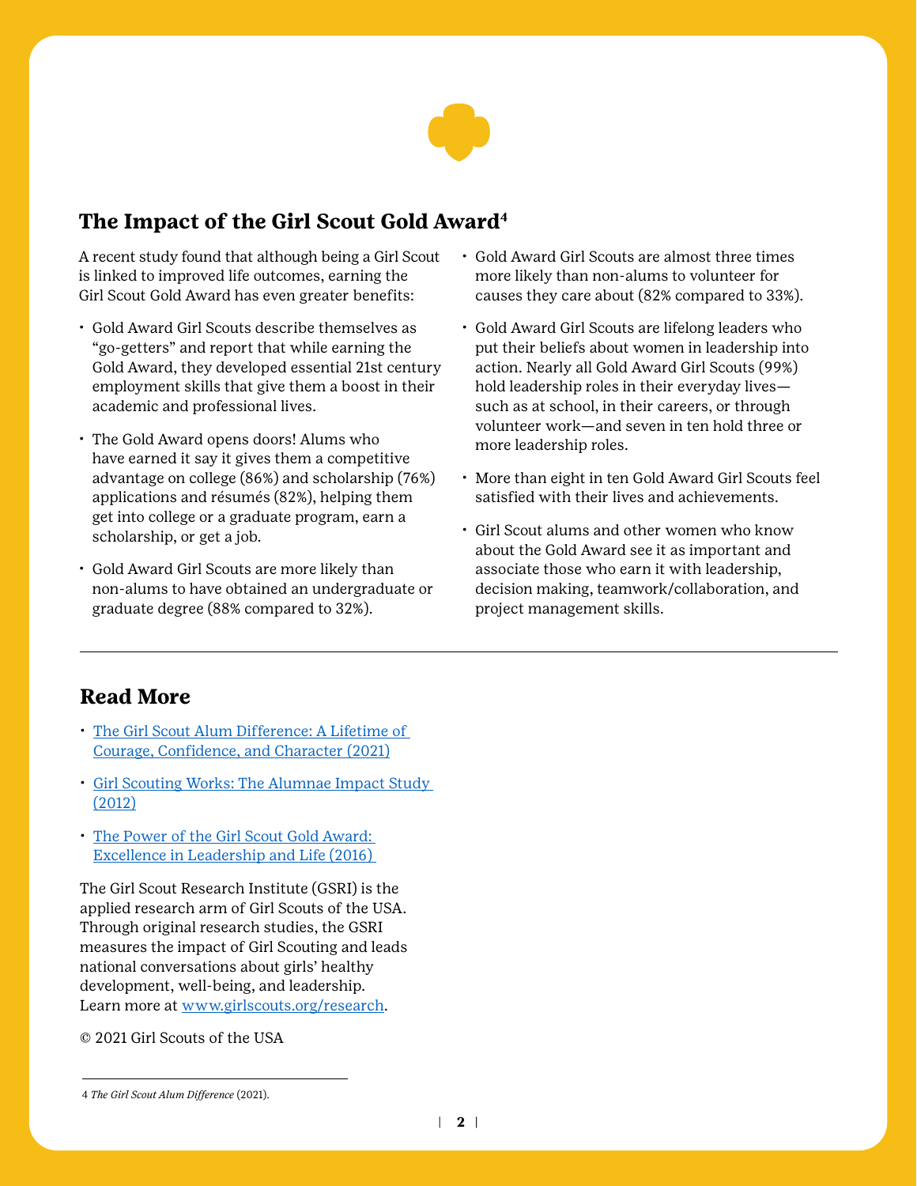## The Impact of the Girl Scout Gold Award[4]

A recent study found that although being a Girl Scout is linked to improved life outcomes, earning the Girl Scout Gold Award has even greater benefits:

- Gold Award Girl Scouts describe themselves as "go-getters" and report that while earning the Gold Award, they developed essential 21st century employment skills that give them a boost in their academic and professional lives.
- The Gold Award opens doors! Alums who have earned it say it gives them a competitive advantage on college (86%) and scholarship (76%) applications and résumés (82%), helping them get into college or a graduate program, earn a scholarship, or get a job.
- Gold Award Girl Scouts are more likely than non-alums to have obtained an undergraduate or graduate degree (88% compared to 32%).
- Gold Award Girl Scouts are almost three times more likely than non-alums to volunteer for causes they care about (82% compared to 33%).
- Gold Award Girl Scouts are lifelong leaders who put their beliefs about women in leadership into action. Nearly all Gold Award Girl Scouts (99%) hold leadership roles in their everyday lives—such as at school, in their careers, or through volunteer work—and seven in ten hold three or more leadership roles.
- More than eight in ten Gold Award Girl Scouts feel satisfied with their lives and achievements.
- Girl Scout alums and other women who know about the Gold Award see it as important and associate those who earn it with leadership, decision making, teamwork/collaboration, and project management skills.

---

## Read More

- The Girl Scout Alum Difference: A Lifetime of Courage, Confidence, and Character (2021)
- Girl Scouting Works: The Alumnae Impact Study (2012)
- The Power of the Girl Scout Gold Award: Excellence in Leadership and Life (2016)

The Girl Scout Research Institute (GSRI) is the applied research arm of Girl Scouts of the USA. Through original research studies, the GSRI measures the impact of Girl Scouting and leads national conversations about girls' healthy development, well-being, and leadership. Learn more at www.girlscouts.org/research.

© 2021 Girl Scouts of the USA

4 *The Girl Scout Alum Difference* (2021).